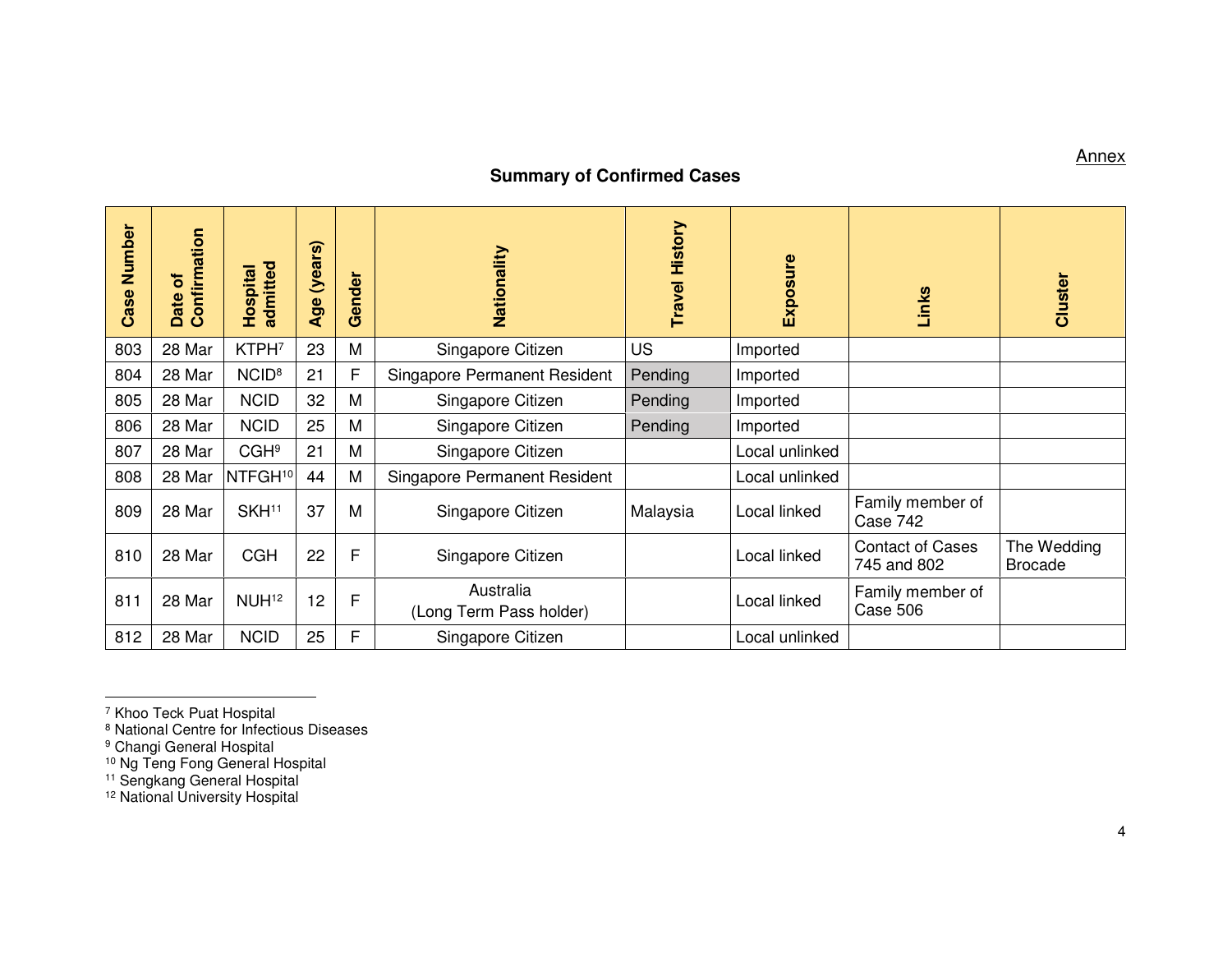Annex

## Summary of Confirmed Cases

| Case Number | Date of Confirmation | Hospital admitted | Age (years) | Gender | Nationality | Travel History | Exposure | Links | Cluster |
|---|---|---|---|---|---|---|---|---|---|
| 803 | 28 Mar | KTPH[7] | 23 | M | Singapore Citizen | US | Imported | | |
| 804 | 28 Mar | NCID[8] | 21 | F | Singapore Permanent Resident | Pending | Imported | | |
| 805 | 28 Mar | NCID | 32 | M | Singapore Citizen | Pending | Imported | | |
| 806 | 28 Mar | NCID | 25 | M | Singapore Citizen | Pending | Imported | | |
| 807 | 28 Mar | CGH[9] | 21 | M | Singapore Citizen | | Local unlinked | | |
| 808 | 28 Mar | NTFGH[10] | 44 | M | Singapore Permanent Resident | | Local unlinked | | |
| 809 | 28 Mar | SKH[11] | 37 | M | Singapore Citizen | Malaysia | Local linked | Family member of Case 742 | |
| 810 | 28 Mar | CGH | 22 | F | Singapore Citizen | | Local linked | Contact of Cases 745 and 802 | The Wedding Brocade |
| 811 | 28 Mar | NUH[12] | 12 | F | Australia (Long Term Pass holder) | | Local linked | Family member of Case 506 | |
| 812 | 28 Mar | NCID | 25 | F | Singapore Citizen | | Local unlinked | | |

[7] Khoo Teck Puat Hospital
[8] National Centre for Infectious Diseases
[9] Changi General Hospital
[10] Ng Teng Fong General Hospital
[11] Sengkang General Hospital
[12] National University Hospital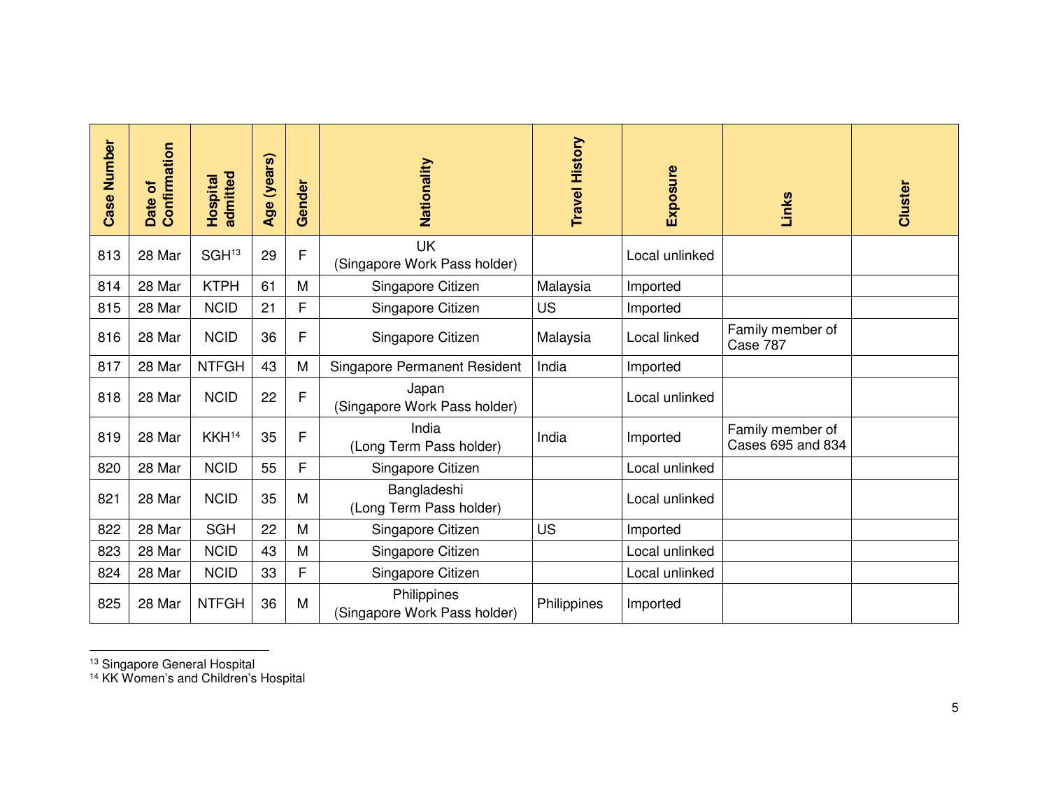| Case Number | Date of Confirmation | Hospital admitted | Age (years) | Gender | Nationality | Travel History | Exposure | Links | Cluster |
|---|---|---|---|---|---|---|---|---|---|
| 813 | 28 Mar | SGH[13] | 29 | F | UK (Singapore Work Pass holder) | | Local unlinked | | |
| 814 | 28 Mar | KTPH | 61 | M | Singapore Citizen | Malaysia | Imported | | |
| 815 | 28 Mar | NCID | 21 | F | Singapore Citizen | US | Imported | | |
| 816 | 28 Mar | NCID | 36 | F | Singapore Citizen | Malaysia | Local linked | Family member of Case 787 | |
| 817 | 28 Mar | NTFGH | 43 | M | Singapore Permanent Resident | India | Imported | | |
| 818 | 28 Mar | NCID | 22 | F | Japan (Singapore Work Pass holder) | | Local unlinked | | |
| 819 | 28 Mar | KKH[14] | 35 | F | India (Long Term Pass holder) | India | Imported | Family member of Cases 695 and 834 | |
| 820 | 28 Mar | NCID | 55 | F | Singapore Citizen | | Local unlinked | | |
| 821 | 28 Mar | NCID | 35 | M | Bangladeshi (Long Term Pass holder) | | Local unlinked | | |
| 822 | 28 Mar | SGH | 22 | M | Singapore Citizen | US | Imported | | |
| 823 | 28 Mar | NCID | 43 | M | Singapore Citizen | | Local unlinked | | |
| 824 | 28 Mar | NCID | 33 | F | Singapore Citizen | | Local unlinked | | |
| 825 | 28 Mar | NTFGH | 36 | M | Philippines (Singapore Work Pass holder) | Philippines | Imported | | |

[13] Singapore General Hospital
[14] KK Women's and Children's Hospital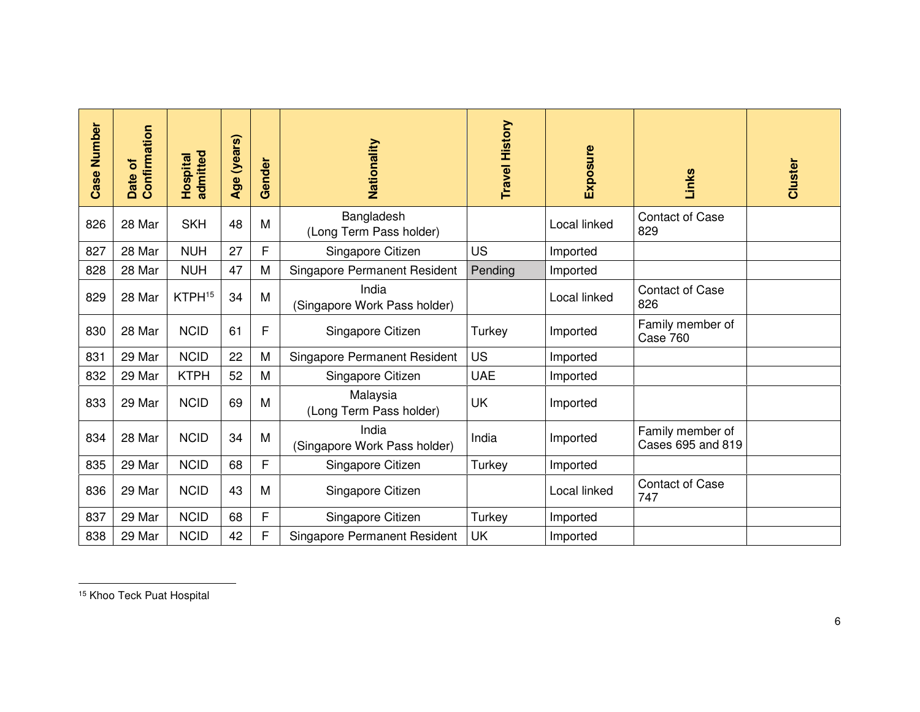| Case Number | Date of Confirmation | Hospital admitted | Age (years) | Gender | Nationality | Travel History | Exposure | Links | Cluster |
|---|---|---|---|---|---|---|---|---|---|
| 826 | 28 Mar | SKH | 48 | M | Bangladesh (Long Term Pass holder) | | Local linked | Contact of Case 829 | |
| 827 | 28 Mar | NUH | 27 | F | Singapore Citizen | US | Imported | | |
| 828 | 28 Mar | NUH | 47 | M | Singapore Permanent Resident | Pending | Imported | | |
| 829 | 28 Mar | KTPH[15] | 34 | M | India (Singapore Work Pass holder) | | Local linked | Contact of Case 826 | |
| 830 | 28 Mar | NCID | 61 | F | Singapore Citizen | Turkey | Imported | Family member of Case 760 | |
| 831 | 29 Mar | NCID | 22 | M | Singapore Permanent Resident | US | Imported | | |
| 832 | 29 Mar | KTPH | 52 | M | Singapore Citizen | UAE | Imported | | |
| 833 | 29 Mar | NCID | 69 | M | Malaysia (Long Term Pass holder) | UK | Imported | | |
| 834 | 28 Mar | NCID | 34 | M | India (Singapore Work Pass holder) | India | Imported | Family member of Cases 695 and 819 | |
| 835 | 29 Mar | NCID | 68 | F | Singapore Citizen | Turkey | Imported | | |
| 836 | 29 Mar | NCID | 43 | M | Singapore Citizen | | Local linked | Contact of Case 747 | |
| 837 | 29 Mar | NCID | 68 | F | Singapore Citizen | Turkey | Imported | | |
| 838 | 29 Mar | NCID | 42 | F | Singapore Permanent Resident | UK | Imported | | |

[15] Khoo Teck Puat Hospital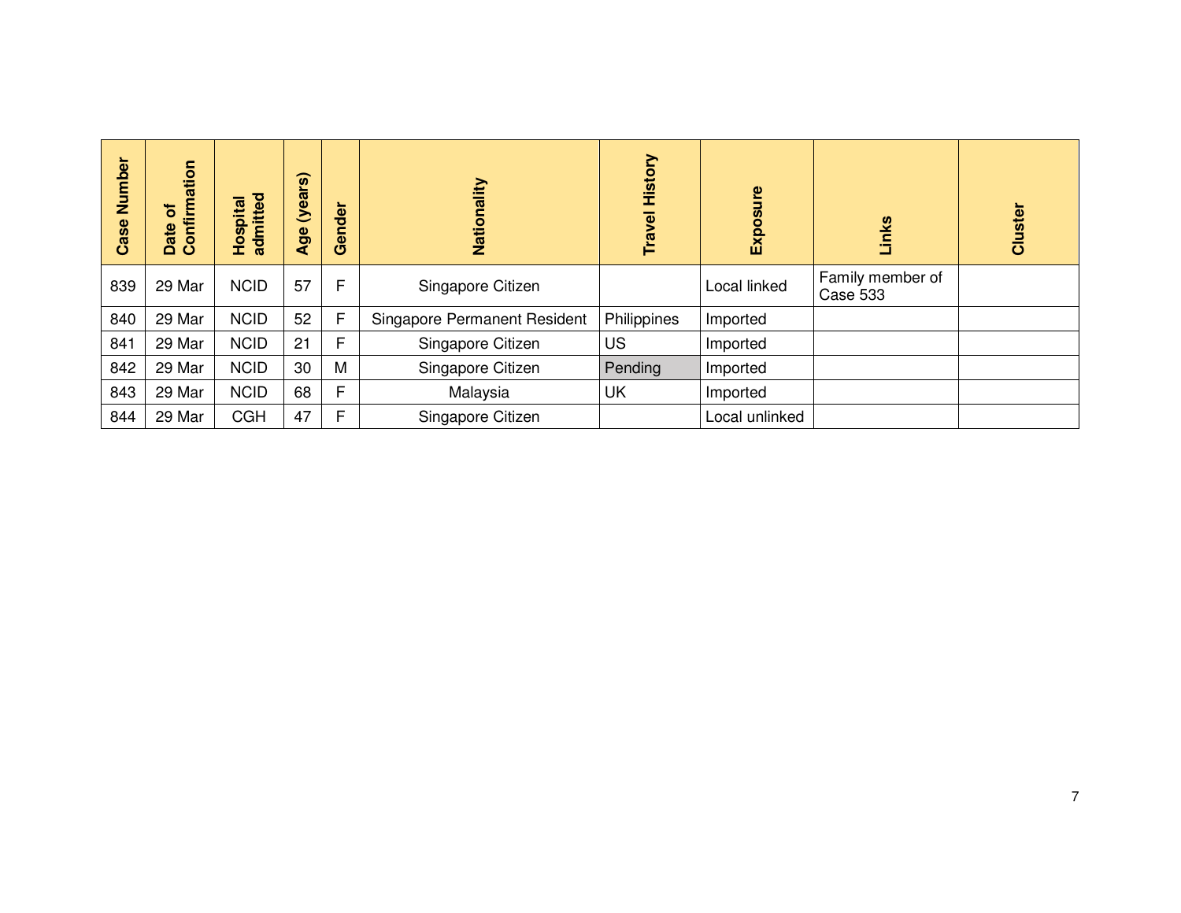| Case Number | Date of Confirmation | Hospital admitted | Age (years) | Gender | Nationality | Travel History | Exposure | Links | Cluster |
|---|---|---|---|---|---|---|---|---|---|
| 839 | 29 Mar | NCID | 57 | F | Singapore Citizen | | Local linked | Family member of Case 533 | |
| 840 | 29 Mar | NCID | 52 | F | Singapore Permanent Resident | Philippines | Imported | | |
| 841 | 29 Mar | NCID | 21 | F | Singapore Citizen | US | Imported | | |
| 842 | 29 Mar | NCID | 30 | M | Singapore Citizen | Pending | Imported | | |
| 843 | 29 Mar | NCID | 68 | F | Malaysia | UK | Imported | | |
| 844 | 29 Mar | CGH | 47 | F | Singapore Citizen | | Local unlinked | | |